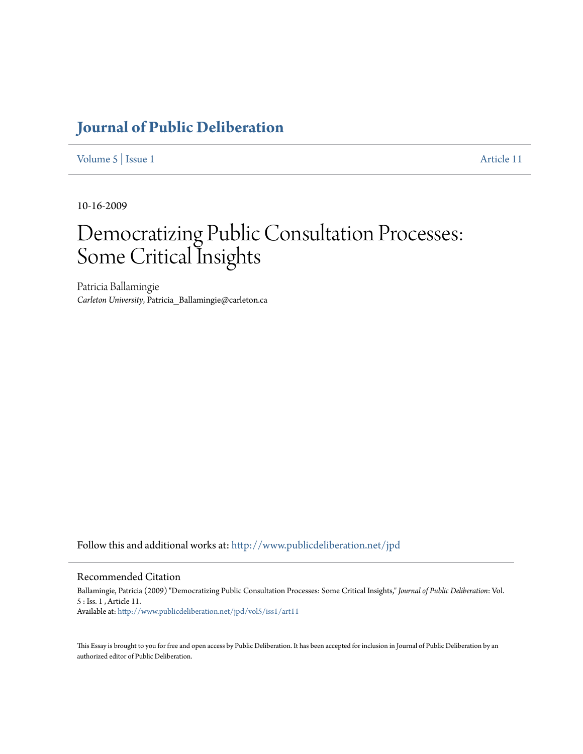# Journal of Public Deliberation

Volume 5 | Issue 1 Article 11

10-16-2009

# Democratizing Public Consultation Processes: Some Critical Insights

Patricia Ballamingie
*Carleton University*, Patricia_Ballamingie@carleton.ca

Follow this and additional works at: http://www.publicdeliberation.net/jpd

## Recommended Citation

Ballamingie, Patricia (2009) "Democratizing Public Consultation Processes: Some Critical Insights," *Journal of Public Deliberation*: Vol. 5 : Iss. 1 , Article 11.
Available at: http://www.publicdeliberation.net/jpd/vol5/iss1/art11

This Essay is brought to you for free and open access by Public Deliberation. It has been accepted for inclusion in Journal of Public Deliberation by an authorized editor of Public Deliberation.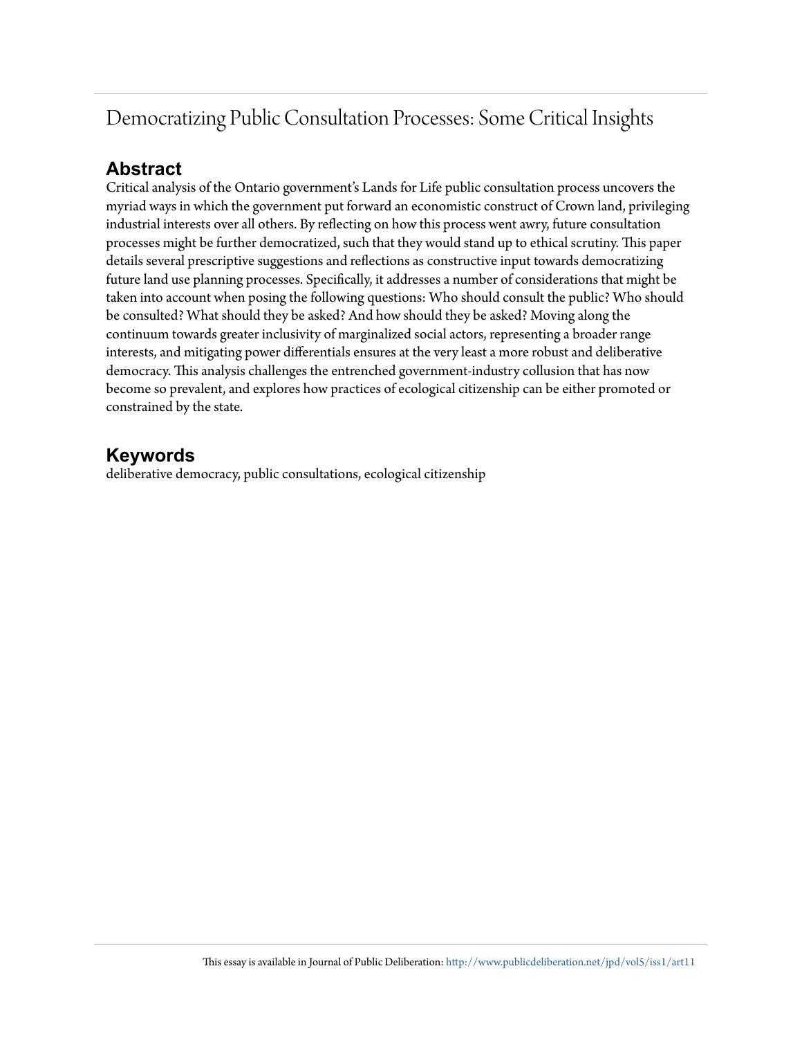# Democratizing Public Consultation Processes: Some Critical Insights

## Abstract

Critical analysis of the Ontario government's Lands for Life public consultation process uncovers the myriad ways in which the government put forward an economistic construct of Crown land, privileging industrial interests over all others. By reflecting on how this process went awry, future consultation processes might be further democratized, such that they would stand up to ethical scrutiny. This paper details several prescriptive suggestions and reflections as constructive input towards democratizing future land use planning processes. Specifically, it addresses a number of considerations that might be taken into account when posing the following questions: Who should consult the public? Who should be consulted? What should they be asked? And how should they be asked? Moving along the continuum towards greater inclusivity of marginalized social actors, representing a broader range interests, and mitigating power differentials ensures at the very least a more robust and deliberative democracy. This analysis challenges the entrenched government-industry collusion that has now become so prevalent, and explores how practices of ecological citizenship can be either promoted or constrained by the state.

## Keywords

deliberative democracy, public consultations, ecological citizenship

This essay is available in Journal of Public Deliberation: http://www.publicdeliberation.net/jpd/vol5/iss1/art11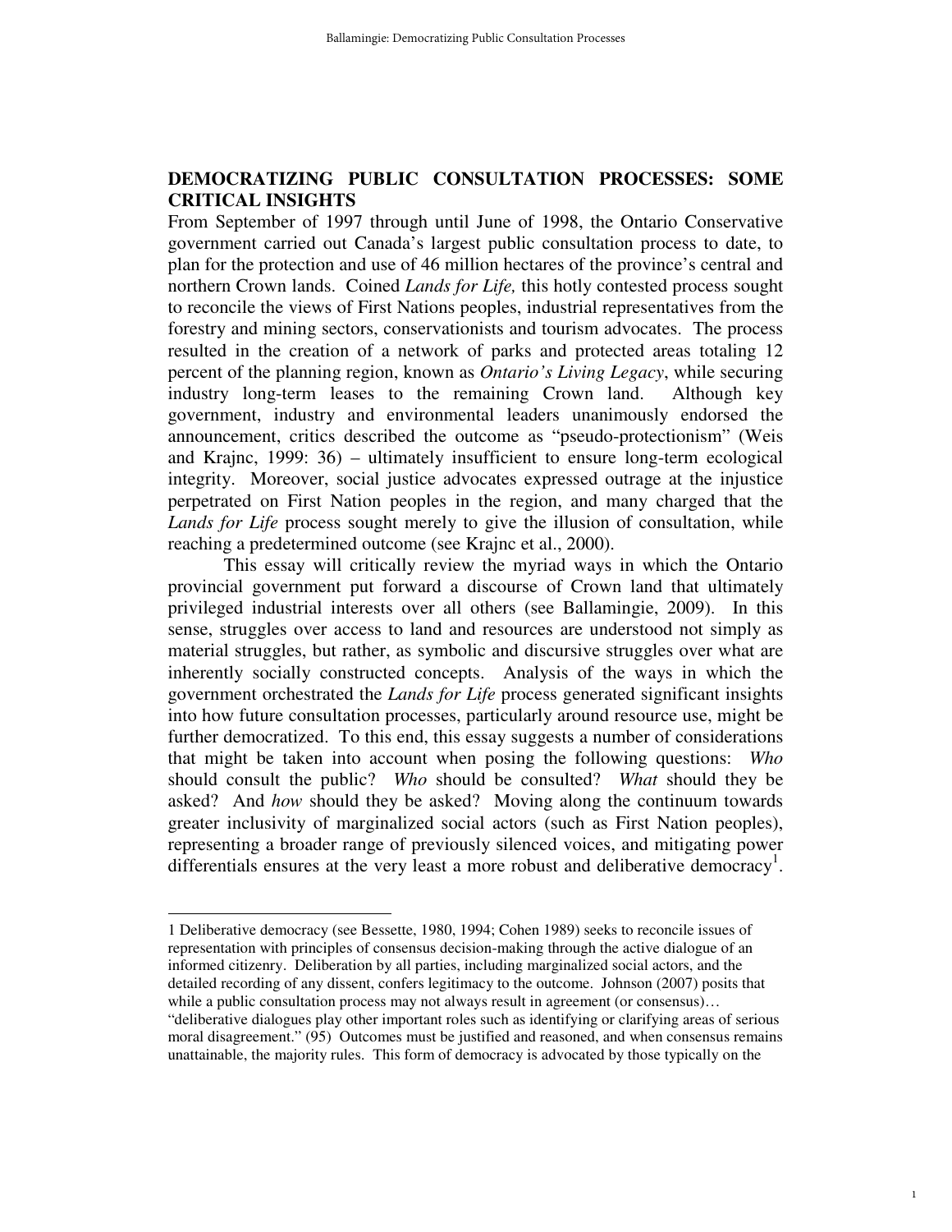## DEMOCRATIZING PUBLIC CONSULTATION PROCESSES: SOME CRITICAL INSIGHTS

From September of 1997 through until June of 1998, the Ontario Conservative government carried out Canada's largest public consultation process to date, to plan for the protection and use of 46 million hectares of the province's central and northern Crown lands. Coined *Lands for Life,* this hotly contested process sought to reconcile the views of First Nations peoples, industrial representatives from the forestry and mining sectors, conservationists and tourism advocates. The process resulted in the creation of a network of parks and protected areas totaling 12 percent of the planning region, known as *Ontario's Living Legacy*, while securing industry long-term leases to the remaining Crown land. Although key government, industry and environmental leaders unanimously endorsed the announcement, critics described the outcome as "pseudo-protectionism" (Weis and Krajnc, 1999: 36) – ultimately insufficient to ensure long-term ecological integrity. Moreover, social justice advocates expressed outrage at the injustice perpetrated on First Nation peoples in the region, and many charged that the *Lands for Life* process sought merely to give the illusion of consultation, while reaching a predetermined outcome (see Krajnc et al., 2000).

This essay will critically review the myriad ways in which the Ontario provincial government put forward a discourse of Crown land that ultimately privileged industrial interests over all others (see Ballamingie, 2009). In this sense, struggles over access to land and resources are understood not simply as material struggles, but rather, as symbolic and discursive struggles over what are inherently socially constructed concepts. Analysis of the ways in which the government orchestrated the *Lands for Life* process generated significant insights into how future consultation processes, particularly around resource use, might be further democratized. To this end, this essay suggests a number of considerations that might be taken into account when posing the following questions: *Who* should consult the public? *Who* should be consulted? *What* should they be asked? And *how* should they be asked? Moving along the continuum towards greater inclusivity of marginalized social actors (such as First Nation peoples), representing a broader range of previously silenced voices, and mitigating power differentials ensures at the very least a more robust and deliberative democracy[1].

---

1 Deliberative democracy (see Bessette, 1980, 1994; Cohen 1989) seeks to reconcile issues of representation with principles of consensus decision-making through the active dialogue of an informed citizenry. Deliberation by all parties, including marginalized social actors, and the detailed recording of any dissent, confers legitimacy to the outcome. Johnson (2007) posits that while a public consultation process may not always result in agreement (or consensus)… "deliberative dialogues play other important roles such as identifying or clarifying areas of serious moral disagreement." (95) Outcomes must be justified and reasoned, and when consensus remains unattainable, the majority rules. This form of democracy is advocated by those typically on the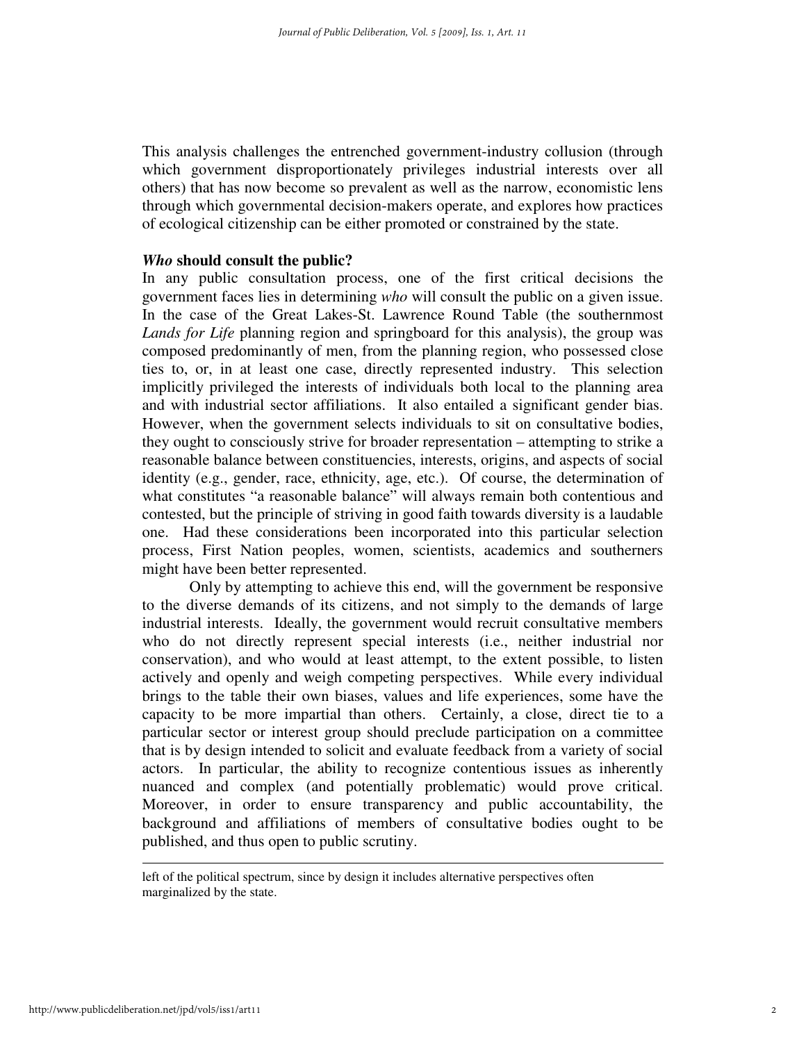This analysis challenges the entrenched government-industry collusion (through which government disproportionately privileges industrial interests over all others) that has now become so prevalent as well as the narrow, economistic lens through which governmental decision-makers operate, and explores how practices of ecological citizenship can be either promoted or constrained by the state.

### ***Who*** **should consult the public?**

In any public consultation process, one of the first critical decisions the government faces lies in determining *who* will consult the public on a given issue. In the case of the Great Lakes-St. Lawrence Round Table (the southernmost *Lands for Life* planning region and springboard for this analysis), the group was composed predominantly of men, from the planning region, who possessed close ties to, or, in at least one case, directly represented industry. This selection implicitly privileged the interests of individuals both local to the planning area and with industrial sector affiliations. It also entailed a significant gender bias. However, when the government selects individuals to sit on consultative bodies, they ought to consciously strive for broader representation – attempting to strike a reasonable balance between constituencies, interests, origins, and aspects of social identity (e.g., gender, race, ethnicity, age, etc.). Of course, the determination of what constitutes "a reasonable balance" will always remain both contentious and contested, but the principle of striving in good faith towards diversity is a laudable one. Had these considerations been incorporated into this particular selection process, First Nation peoples, women, scientists, academics and southerners might have been better represented.

Only by attempting to achieve this end, will the government be responsive to the diverse demands of its citizens, and not simply to the demands of large industrial interests. Ideally, the government would recruit consultative members who do not directly represent special interests (i.e., neither industrial nor conservation), and who would at least attempt, to the extent possible, to listen actively and openly and weigh competing perspectives. While every individual brings to the table their own biases, values and life experiences, some have the capacity to be more impartial than others. Certainly, a close, direct tie to a particular sector or interest group should preclude participation on a committee that is by design intended to solicit and evaluate feedback from a variety of social actors. In particular, the ability to recognize contentious issues as inherently nuanced and complex (and potentially problematic) would prove critical. Moreover, in order to ensure transparency and public accountability, the background and affiliations of members of consultative bodies ought to be published, and thus open to public scrutiny.

---

left of the political spectrum, since by design it includes alternative perspectives often marginalized by the state.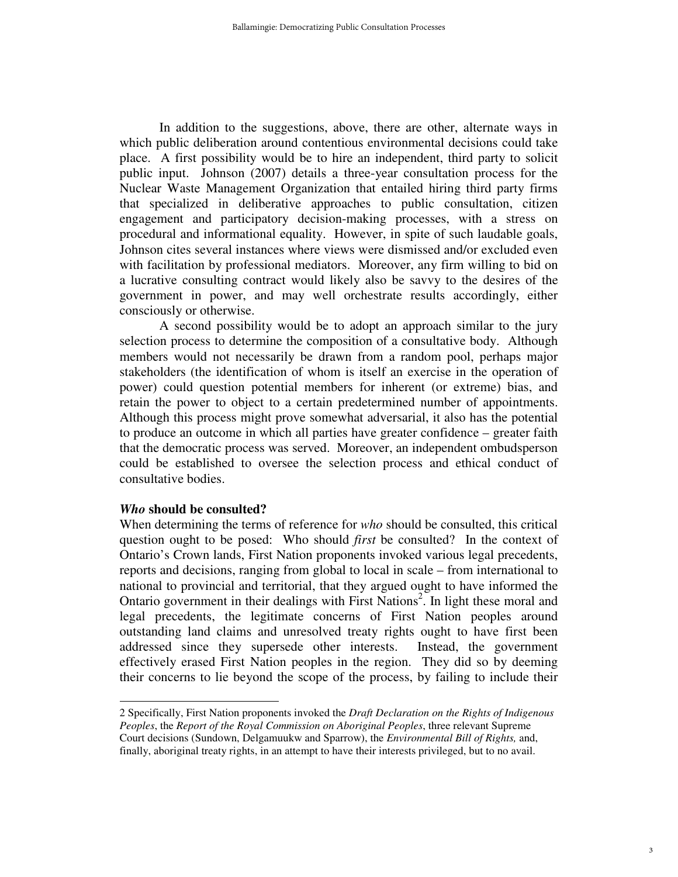In addition to the suggestions, above, there are other, alternate ways in which public deliberation around contentious environmental decisions could take place. A first possibility would be to hire an independent, third party to solicit public input. Johnson (2007) details a three-year consultation process for the Nuclear Waste Management Organization that entailed hiring third party firms that specialized in deliberative approaches to public consultation, citizen engagement and participatory decision-making processes, with a stress on procedural and informational equality. However, in spite of such laudable goals, Johnson cites several instances where views were dismissed and/or excluded even with facilitation by professional mediators. Moreover, any firm willing to bid on a lucrative consulting contract would likely also be savvy to the desires of the government in power, and may well orchestrate results accordingly, either consciously or otherwise.

A second possibility would be to adopt an approach similar to the jury selection process to determine the composition of a consultative body. Although members would not necessarily be drawn from a random pool, perhaps major stakeholders (the identification of whom is itself an exercise in the operation of power) could question potential members for inherent (or extreme) bias, and retain the power to object to a certain predetermined number of appointments. Although this process might prove somewhat adversarial, it also has the potential to produce an outcome in which all parties have greater confidence – greater faith that the democratic process was served. Moreover, an independent ombudsperson could be established to oversee the selection process and ethical conduct of consultative bodies.

### ***Who*** **should be consulted?**

When determining the terms of reference for *who* should be consulted, this critical question ought to be posed: Who should *first* be consulted? In the context of Ontario's Crown lands, First Nation proponents invoked various legal precedents, reports and decisions, ranging from global to local in scale – from international to national to provincial and territorial, that they argued ought to have informed the Ontario government in their dealings with First Nations[2]. In light these moral and legal precedents, the legitimate concerns of First Nation peoples around outstanding land claims and unresolved treaty rights ought to have first been addressed since they supersede other interests. Instead, the government effectively erased First Nation peoples in the region. They did so by deeming their concerns to lie beyond the scope of the process, by failing to include their

---

2 Specifically, First Nation proponents invoked the *Draft Declaration on the Rights of Indigenous Peoples*, the *Report of the Royal Commission on Aboriginal Peoples*, three relevant Supreme Court decisions (Sundown, Delgamuukw and Sparrow), the *Environmental Bill of Rights,* and, finally, aboriginal treaty rights, in an attempt to have their interests privileged, but to no avail.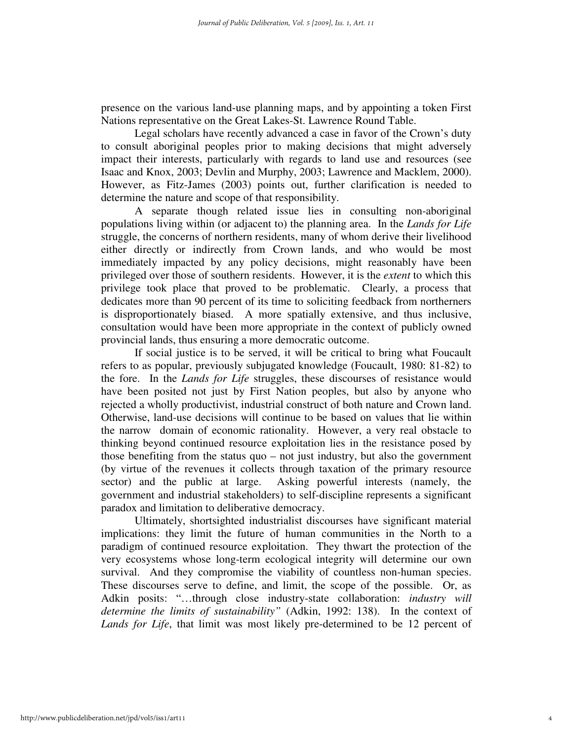presence on the various land-use planning maps, and by appointing a token First Nations representative on the Great Lakes-St. Lawrence Round Table.

Legal scholars have recently advanced a case in favor of the Crown's duty to consult aboriginal peoples prior to making decisions that might adversely impact their interests, particularly with regards to land use and resources (see Isaac and Knox, 2003; Devlin and Murphy, 2003; Lawrence and Macklem, 2000). However, as Fitz-James (2003) points out, further clarification is needed to determine the nature and scope of that responsibility.

A separate though related issue lies in consulting non-aboriginal populations living within (or adjacent to) the planning area. In the *Lands for Life* struggle, the concerns of northern residents, many of whom derive their livelihood either directly or indirectly from Crown lands, and who would be most immediately impacted by any policy decisions, might reasonably have been privileged over those of southern residents. However, it is the *extent* to which this privilege took place that proved to be problematic. Clearly, a process that dedicates more than 90 percent of its time to soliciting feedback from northerners is disproportionately biased. A more spatially extensive, and thus inclusive, consultation would have been more appropriate in the context of publicly owned provincial lands, thus ensuring a more democratic outcome.

If social justice is to be served, it will be critical to bring what Foucault refers to as popular, previously subjugated knowledge (Foucault, 1980: 81-82) to the fore. In the *Lands for Life* struggles, these discourses of resistance would have been posited not just by First Nation peoples, but also by anyone who rejected a wholly productivist, industrial construct of both nature and Crown land. Otherwise, land-use decisions will continue to be based on values that lie within the narrow domain of economic rationality. However, a very real obstacle to thinking beyond continued resource exploitation lies in the resistance posed by those benefiting from the status quo – not just industry, but also the government (by virtue of the revenues it collects through taxation of the primary resource sector) and the public at large. Asking powerful interests (namely, the government and industrial stakeholders) to self-discipline represents a significant paradox and limitation to deliberative democracy.

Ultimately, shortsighted industrialist discourses have significant material implications: they limit the future of human communities in the North to a paradigm of continued resource exploitation. They thwart the protection of the very ecosystems whose long-term ecological integrity will determine our own survival. And they compromise the viability of countless non-human species. These discourses serve to define, and limit, the scope of the possible. Or, as Adkin posits: "…through close industry-state collaboration: *industry will determine the limits of sustainability"* (Adkin, 1992: 138). In the context of *Lands for Life*, that limit was most likely pre-determined to be 12 percent of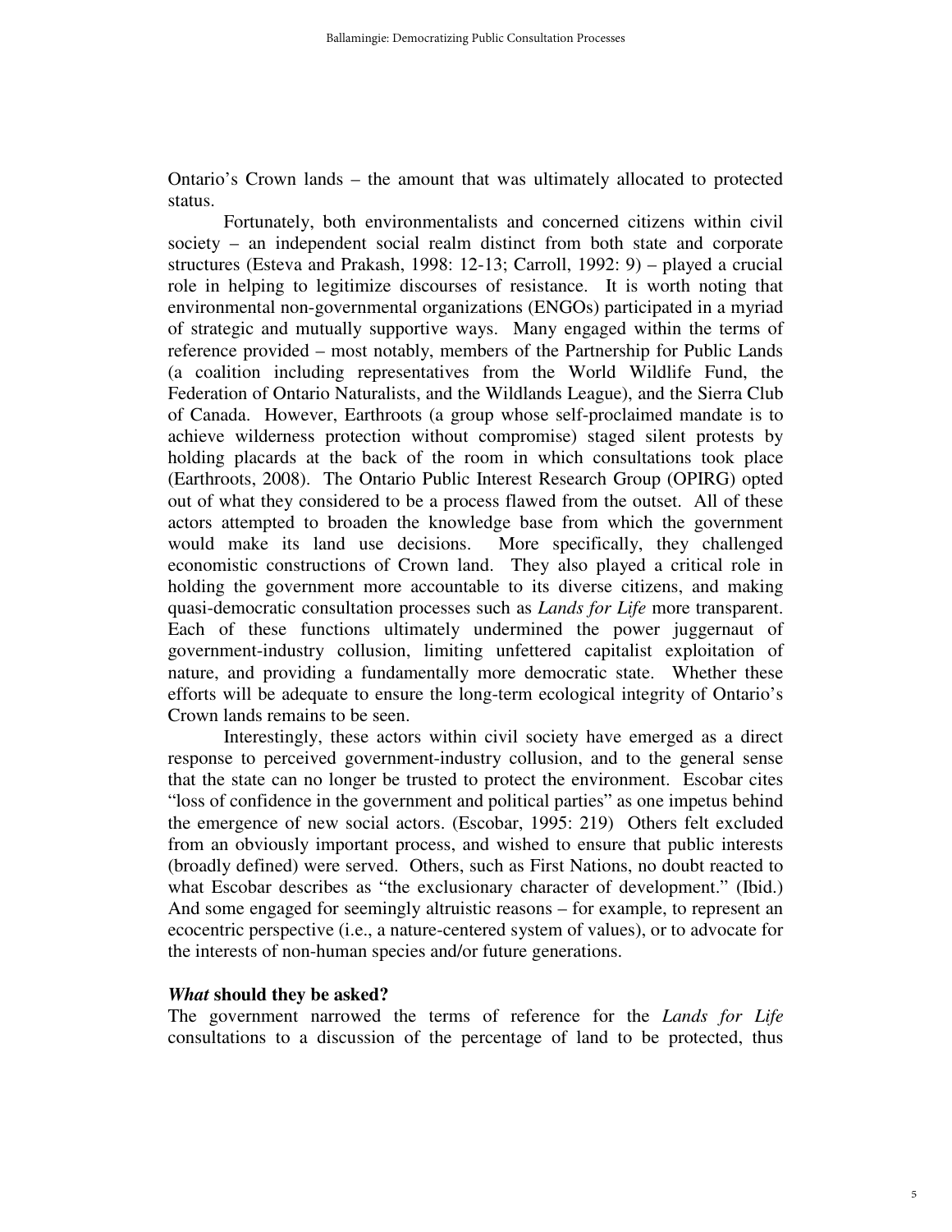Ontario's Crown lands – the amount that was ultimately allocated to protected status.

Fortunately, both environmentalists and concerned citizens within civil society – an independent social realm distinct from both state and corporate structures (Esteva and Prakash, 1998: 12-13; Carroll, 1992: 9) – played a crucial role in helping to legitimize discourses of resistance. It is worth noting that environmental non-governmental organizations (ENGOs) participated in a myriad of strategic and mutually supportive ways. Many engaged within the terms of reference provided – most notably, members of the Partnership for Public Lands (a coalition including representatives from the World Wildlife Fund, the Federation of Ontario Naturalists, and the Wildlands League), and the Sierra Club of Canada. However, Earthroots (a group whose self-proclaimed mandate is to achieve wilderness protection without compromise) staged silent protests by holding placards at the back of the room in which consultations took place (Earthroots, 2008). The Ontario Public Interest Research Group (OPIRG) opted out of what they considered to be a process flawed from the outset. All of these actors attempted to broaden the knowledge base from which the government would make its land use decisions. More specifically, they challenged economistic constructions of Crown land. They also played a critical role in holding the government more accountable to its diverse citizens, and making quasi-democratic consultation processes such as *Lands for Life* more transparent. Each of these functions ultimately undermined the power juggernaut of government-industry collusion, limiting unfettered capitalist exploitation of nature, and providing a fundamentally more democratic state. Whether these efforts will be adequate to ensure the long-term ecological integrity of Ontario's Crown lands remains to be seen.

Interestingly, these actors within civil society have emerged as a direct response to perceived government-industry collusion, and to the general sense that the state can no longer be trusted to protect the environment. Escobar cites "loss of confidence in the government and political parties" as one impetus behind the emergence of new social actors. (Escobar, 1995: 219) Others felt excluded from an obviously important process, and wished to ensure that public interests (broadly defined) were served. Others, such as First Nations, no doubt reacted to what Escobar describes as "the exclusionary character of development." (Ibid.) And some engaged for seemingly altruistic reasons – for example, to represent an ecocentric perspective (i.e., a nature-centered system of values), or to advocate for the interests of non-human species and/or future generations.

### ***What*** **should they be asked?**

The government narrowed the terms of reference for the *Lands for Life* consultations to a discussion of the percentage of land to be protected, thus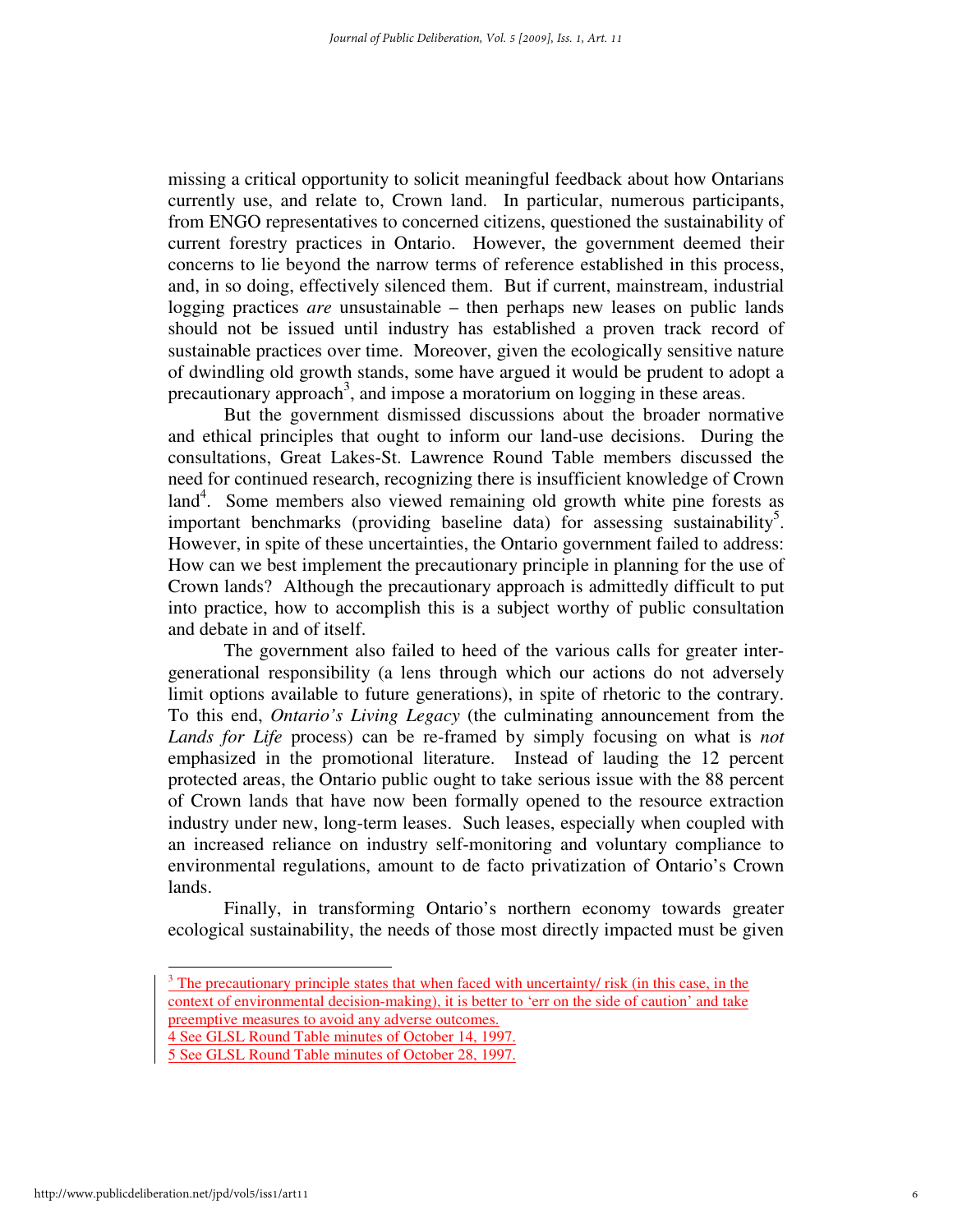missing a critical opportunity to solicit meaningful feedback about how Ontarians currently use, and relate to, Crown land. In particular, numerous participants, from ENGO representatives to concerned citizens, questioned the sustainability of current forestry practices in Ontario. However, the government deemed their concerns to lie beyond the narrow terms of reference established in this process, and, in so doing, effectively silenced them. But if current, mainstream, industrial logging practices *are* unsustainable – then perhaps new leases on public lands should not be issued until industry has established a proven track record of sustainable practices over time. Moreover, given the ecologically sensitive nature of dwindling old growth stands, some have argued it would be prudent to adopt a precautionary approach[3], and impose a moratorium on logging in these areas.

But the government dismissed discussions about the broader normative and ethical principles that ought to inform our land-use decisions. During the consultations, Great Lakes-St. Lawrence Round Table members discussed the need for continued research, recognizing there is insufficient knowledge of Crown land[4]. Some members also viewed remaining old growth white pine forests as important benchmarks (providing baseline data) for assessing sustainability[5]. However, in spite of these uncertainties, the Ontario government failed to address: How can we best implement the precautionary principle in planning for the use of Crown lands? Although the precautionary approach is admittedly difficult to put into practice, how to accomplish this is a subject worthy of public consultation and debate in and of itself.

The government also failed to heed of the various calls for greater inter-generational responsibility (a lens through which our actions do not adversely limit options available to future generations), in spite of rhetoric to the contrary. To this end, *Ontario's Living Legacy* (the culminating announcement from the *Lands for Life* process) can be re-framed by simply focusing on what is *not* emphasized in the promotional literature. Instead of lauding the 12 percent protected areas, the Ontario public ought to take serious issue with the 88 percent of Crown lands that have now been formally opened to the resource extraction industry under new, long-term leases. Such leases, especially when coupled with an increased reliance on industry self-monitoring and voluntary compliance to environmental regulations, amount to de facto privatization of Ontario's Crown lands.

Finally, in transforming Ontario's northern economy towards greater ecological sustainability, the needs of those most directly impacted must be given

---

[3] The precautionary principle states that when faced with uncertainty/ risk (in this case, in the context of environmental decision-making), it is better to 'err on the side of caution' and take preemptive measures to avoid any adverse outcomes.

4 See GLSL Round Table minutes of October 14, 1997.

5 See GLSL Round Table minutes of October 28, 1997.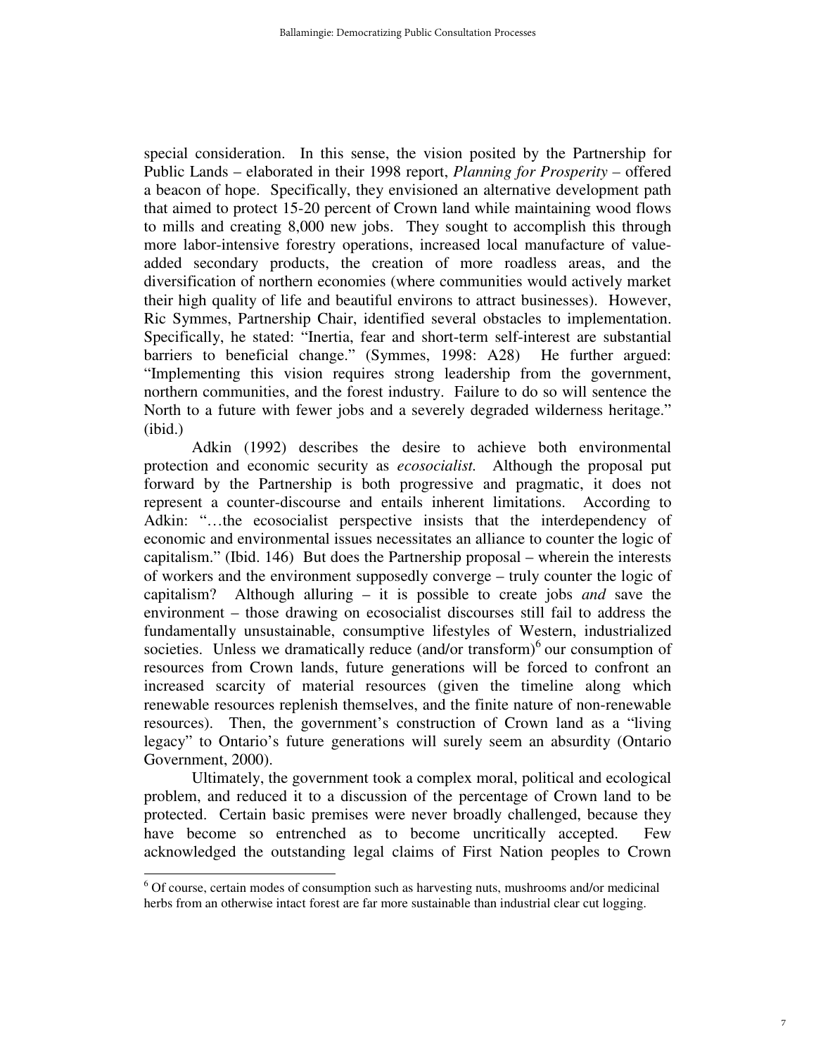special consideration. In this sense, the vision posited by the Partnership for Public Lands – elaborated in their 1998 report, *Planning for Prosperity* – offered a beacon of hope. Specifically, they envisioned an alternative development path that aimed to protect 15-20 percent of Crown land while maintaining wood flows to mills and creating 8,000 new jobs. They sought to accomplish this through more labor-intensive forestry operations, increased local manufacture of value-added secondary products, the creation of more roadless areas, and the diversification of northern economies (where communities would actively market their high quality of life and beautiful environs to attract businesses). However, Ric Symmes, Partnership Chair, identified several obstacles to implementation. Specifically, he stated: "Inertia, fear and short-term self-interest are substantial barriers to beneficial change." (Symmes, 1998: A28) He further argued: "Implementing this vision requires strong leadership from the government, northern communities, and the forest industry. Failure to do so will sentence the North to a future with fewer jobs and a severely degraded wilderness heritage." (ibid.)

Adkin (1992) describes the desire to achieve both environmental protection and economic security as *ecosocialist.* Although the proposal put forward by the Partnership is both progressive and pragmatic, it does not represent a counter-discourse and entails inherent limitations. According to Adkin: "…the ecosocialist perspective insists that the interdependency of economic and environmental issues necessitates an alliance to counter the logic of capitalism." (Ibid. 146) But does the Partnership proposal – wherein the interests of workers and the environment supposedly converge – truly counter the logic of capitalism? Although alluring – it is possible to create jobs *and* save the environment – those drawing on ecosocialist discourses still fail to address the fundamentally unsustainable, consumptive lifestyles of Western, industrialized societies. Unless we dramatically reduce (and/or transform)[6] our consumption of resources from Crown lands, future generations will be forced to confront an increased scarcity of material resources (given the timeline along which renewable resources replenish themselves, and the finite nature of non-renewable resources). Then, the government's construction of Crown land as a "living legacy" to Ontario's future generations will surely seem an absurdity (Ontario Government, 2000).

Ultimately, the government took a complex moral, political and ecological problem, and reduced it to a discussion of the percentage of Crown land to be protected. Certain basic premises were never broadly challenged, because they have become so entrenched as to become uncritically accepted. Few acknowledged the outstanding legal claims of First Nation peoples to Crown

[6] Of course, certain modes of consumption such as harvesting nuts, mushrooms and/or medicinal herbs from an otherwise intact forest are far more sustainable than industrial clear cut logging.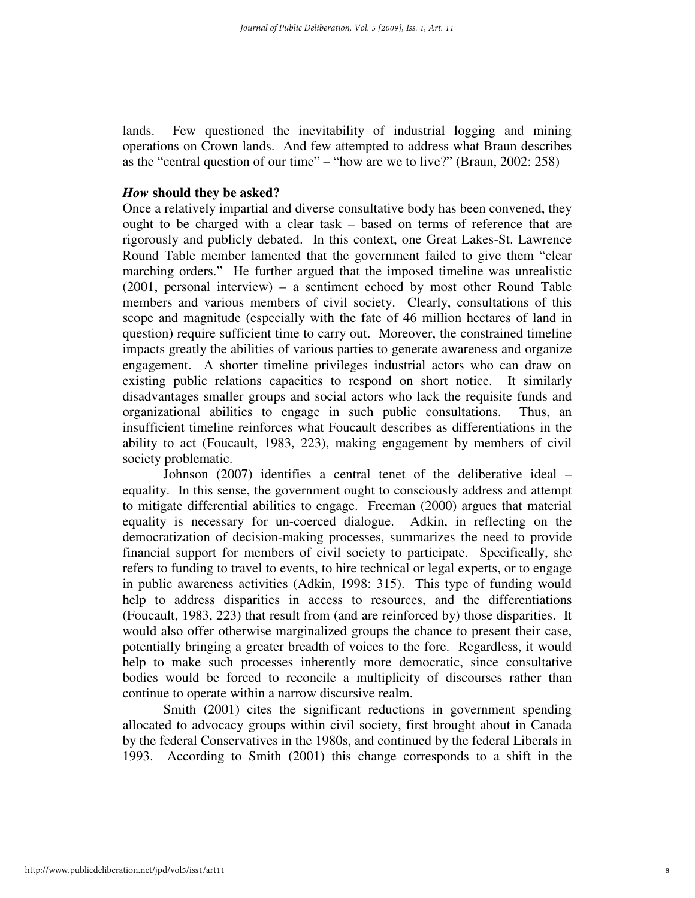lands. Few questioned the inevitability of industrial logging and mining operations on Crown lands. And few attempted to address what Braun describes as the "central question of our time" – "how are we to live?" (Braun, 2002: 258)

### ***How*** **should they be asked?**

Once a relatively impartial and diverse consultative body has been convened, they ought to be charged with a clear task – based on terms of reference that are rigorously and publicly debated. In this context, one Great Lakes-St. Lawrence Round Table member lamented that the government failed to give them "clear marching orders." He further argued that the imposed timeline was unrealistic (2001, personal interview) – a sentiment echoed by most other Round Table members and various members of civil society. Clearly, consultations of this scope and magnitude (especially with the fate of 46 million hectares of land in question) require sufficient time to carry out. Moreover, the constrained timeline impacts greatly the abilities of various parties to generate awareness and organize engagement. A shorter timeline privileges industrial actors who can draw on existing public relations capacities to respond on short notice. It similarly disadvantages smaller groups and social actors who lack the requisite funds and organizational abilities to engage in such public consultations. Thus, an insufficient timeline reinforces what Foucault describes as differentiations in the ability to act (Foucault, 1983, 223), making engagement by members of civil society problematic.

Johnson (2007) identifies a central tenet of the deliberative ideal – equality. In this sense, the government ought to consciously address and attempt to mitigate differential abilities to engage. Freeman (2000) argues that material equality is necessary for un-coerced dialogue. Adkin, in reflecting on the democratization of decision-making processes, summarizes the need to provide financial support for members of civil society to participate. Specifically, she refers to funding to travel to events, to hire technical or legal experts, or to engage in public awareness activities (Adkin, 1998: 315). This type of funding would help to address disparities in access to resources, and the differentiations (Foucault, 1983, 223) that result from (and are reinforced by) those disparities. It would also offer otherwise marginalized groups the chance to present their case, potentially bringing a greater breadth of voices to the fore. Regardless, it would help to make such processes inherently more democratic, since consultative bodies would be forced to reconcile a multiplicity of discourses rather than continue to operate within a narrow discursive realm.

Smith (2001) cites the significant reductions in government spending allocated to advocacy groups within civil society, first brought about in Canada by the federal Conservatives in the 1980s, and continued by the federal Liberals in 1993. According to Smith (2001) this change corresponds to a shift in the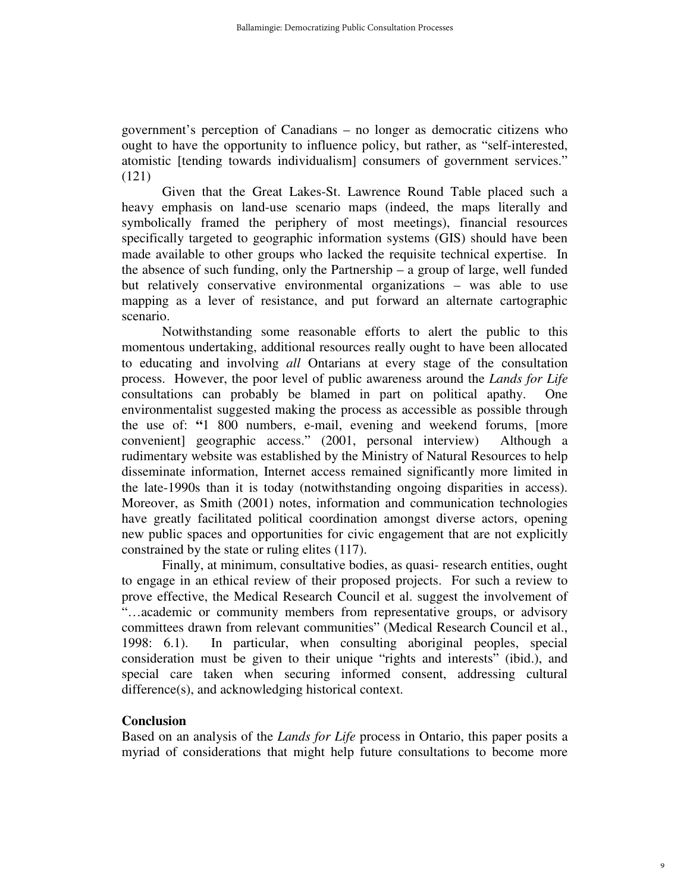government's perception of Canadians – no longer as democratic citizens who ought to have the opportunity to influence policy, but rather, as "self-interested, atomistic [tending towards individualism] consumers of government services." (121)

Given that the Great Lakes-St. Lawrence Round Table placed such a heavy emphasis on land-use scenario maps (indeed, the maps literally and symbolically framed the periphery of most meetings), financial resources specifically targeted to geographic information systems (GIS) should have been made available to other groups who lacked the requisite technical expertise. In the absence of such funding, only the Partnership – a group of large, well funded but relatively conservative environmental organizations – was able to use mapping as a lever of resistance, and put forward an alternate cartographic scenario.

Notwithstanding some reasonable efforts to alert the public to this momentous undertaking, additional resources really ought to have been allocated to educating and involving *all* Ontarians at every stage of the consultation process. However, the poor level of public awareness around the *Lands for Life* consultations can probably be blamed in part on political apathy. One environmentalist suggested making the process as accessible as possible through the use of: **"**1 800 numbers, e-mail, evening and weekend forums, [more convenient] geographic access." (2001, personal interview) Although a rudimentary website was established by the Ministry of Natural Resources to help disseminate information, Internet access remained significantly more limited in the late-1990s than it is today (notwithstanding ongoing disparities in access). Moreover, as Smith (2001) notes, information and communication technologies have greatly facilitated political coordination amongst diverse actors, opening new public spaces and opportunities for civic engagement that are not explicitly constrained by the state or ruling elites (117).

Finally, at minimum, consultative bodies, as quasi- research entities, ought to engage in an ethical review of their proposed projects. For such a review to prove effective, the Medical Research Council et al. suggest the involvement of "…academic or community members from representative groups, or advisory committees drawn from relevant communities" (Medical Research Council et al., 1998: 6.1). In particular, when consulting aboriginal peoples, special consideration must be given to their unique "rights and interests" (ibid.), and special care taken when securing informed consent, addressing cultural difference(s), and acknowledging historical context.

## Conclusion

Based on an analysis of the *Lands for Life* process in Ontario, this paper posits a myriad of considerations that might help future consultations to become more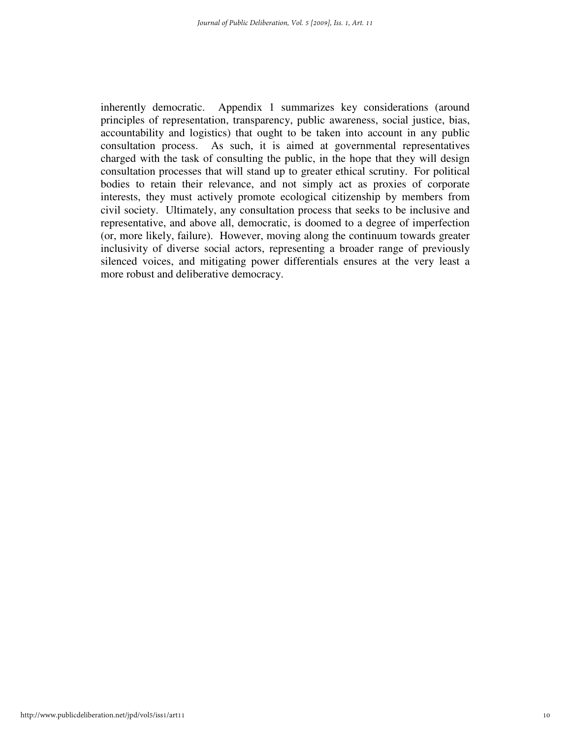inherently democratic. Appendix 1 summarizes key considerations (around principles of representation, transparency, public awareness, social justice, bias, accountability and logistics) that ought to be taken into account in any public consultation process. As such, it is aimed at governmental representatives charged with the task of consulting the public, in the hope that they will design consultation processes that will stand up to greater ethical scrutiny. For political bodies to retain their relevance, and not simply act as proxies of corporate interests, they must actively promote ecological citizenship by members from civil society. Ultimately, any consultation process that seeks to be inclusive and representative, and above all, democratic, is doomed to a degree of imperfection (or, more likely, failure). However, moving along the continuum towards greater inclusivity of diverse social actors, representing a broader range of previously silenced voices, and mitigating power differentials ensures at the very least a more robust and deliberative democracy.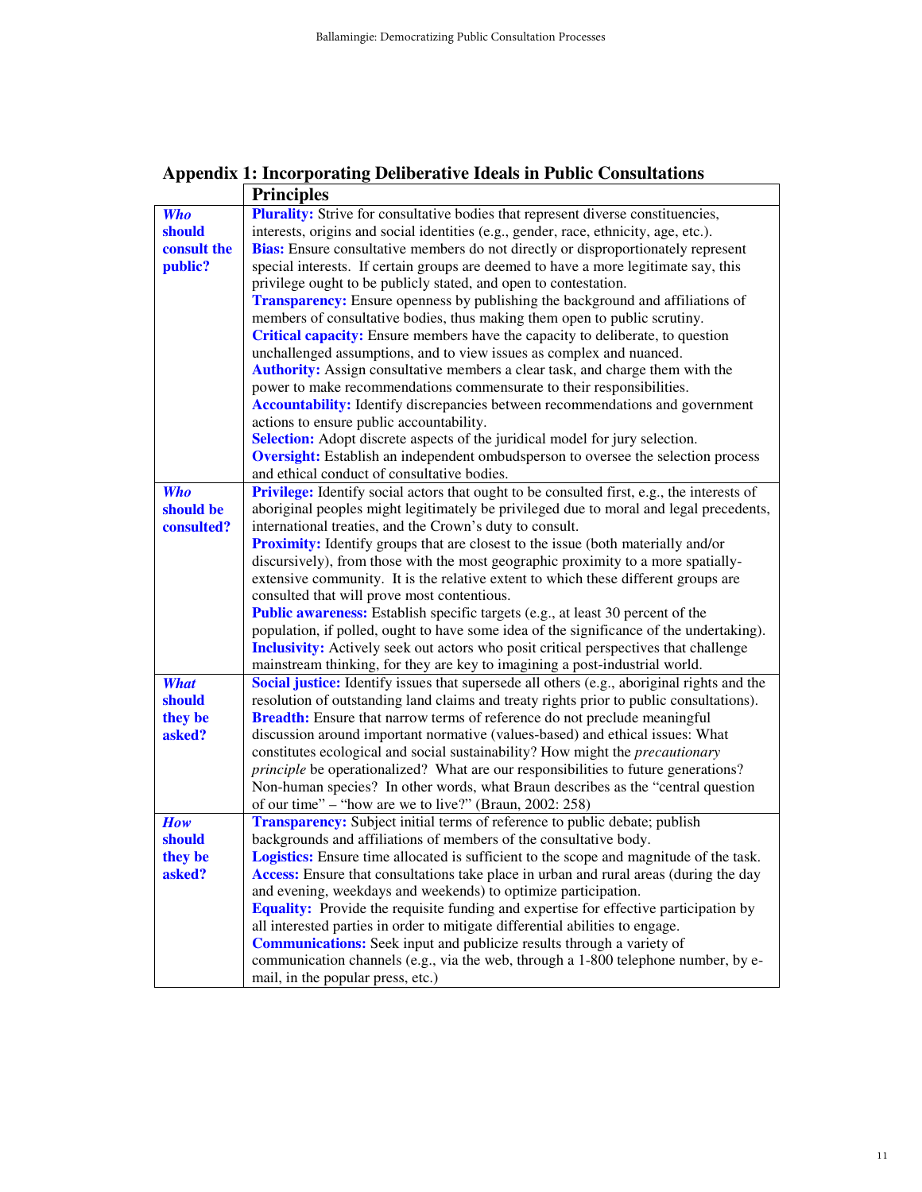# Appendix 1: Incorporating Deliberative Ideals in Public Consultations

| | Principles |
|---|---|
| ***Who should consult the public?*** | **Plurality:** Strive for consultative bodies that represent diverse constituencies, interests, origins and social identities (e.g., gender, race, ethnicity, age, etc.).<br>**Bias:** Ensure consultative members do not directly or disproportionately represent special interests. If certain groups are deemed to have a more legitimate say, this privilege ought to be publicly stated, and open to contestation.<br>**Transparency:** Ensure openness by publishing the background and affiliations of members of consultative bodies, thus making them open to public scrutiny.<br>**Critical capacity:** Ensure members have the capacity to deliberate, to question unchallenged assumptions, and to view issues as complex and nuanced.<br>**Authority:** Assign consultative members a clear task, and charge them with the power to make recommendations commensurate to their responsibilities.<br>**Accountability:** Identify discrepancies between recommendations and government actions to ensure public accountability.<br>**Selection:** Adopt discrete aspects of the juridical model for jury selection.<br>**Oversight:** Establish an independent ombudsperson to oversee the selection process and ethical conduct of consultative bodies. |
| ***Who should be consulted?*** | **Privilege:** Identify social actors that ought to be consulted first, e.g., the interests of aboriginal peoples might legitimately be privileged due to moral and legal precedents, international treaties, and the Crown's duty to consult.<br>**Proximity:** Identify groups that are closest to the issue (both materially and/or discursively), from those with the most geographic proximity to a more spatially-extensive community. It is the relative extent to which these different groups are consulted that will prove most contentious.<br>**Public awareness:** Establish specific targets (e.g., at least 30 percent of the population, if polled, ought to have some idea of the significance of the undertaking).<br>**Inclusivity:** Actively seek out actors who posit critical perspectives that challenge mainstream thinking, for they are key to imagining a post-industrial world. |
| ***What should they be asked?*** | **Social justice:** Identify issues that supersede all others (e.g., aboriginal rights and the resolution of outstanding land claims and treaty rights prior to public consultations).<br>**Breadth:** Ensure that narrow terms of reference do not preclude meaningful discussion around important normative (values-based) and ethical issues: What constitutes ecological and social sustainability? How might the *precautionary principle* be operationalized? What are our responsibilities to future generations? Non-human species? In other words, what Braun describes as the "central question of our time" – "how are we to live?" (Braun, 2002: 258) |
| ***How should they be asked?*** | **Transparency:** Subject initial terms of reference to public debate; publish backgrounds and affiliations of members of the consultative body.<br>**Logistics:** Ensure time allocated is sufficient to the scope and magnitude of the task.<br>**Access:** Ensure that consultations take place in urban and rural areas (during the day and evening, weekdays and weekends) to optimize participation.<br>**Equality:** Provide the requisite funding and expertise for effective participation by all interested parties in order to mitigate differential abilities to engage.<br>**Communications:** Seek input and publicize results through a variety of communication channels (e.g., via the web, through a 1-800 telephone number, by e-mail, in the popular press, etc.) |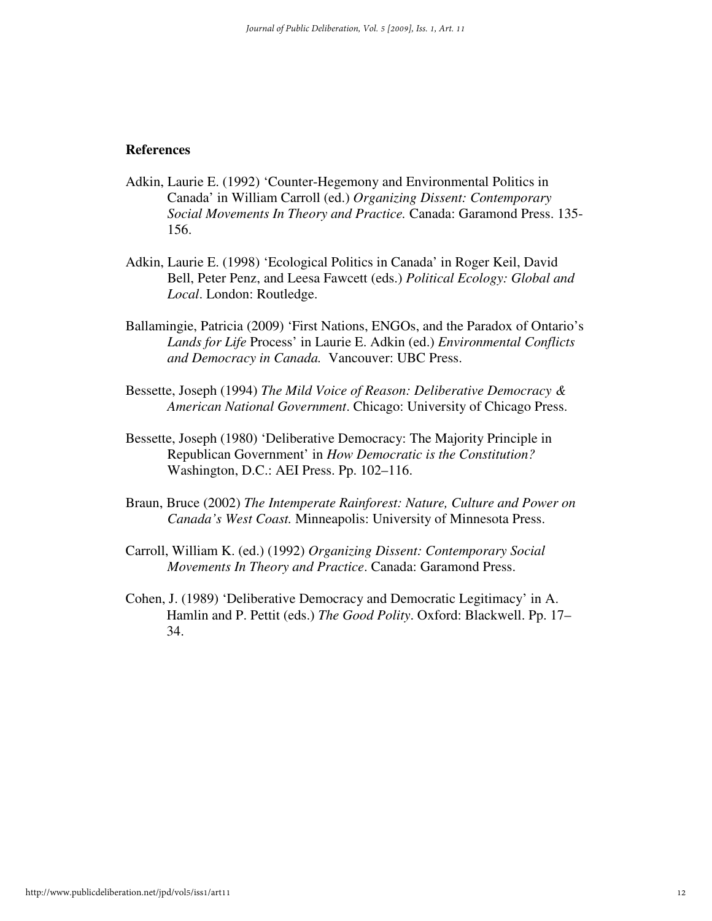## References

Adkin, Laurie E. (1992) 'Counter-Hegemony and Environmental Politics in Canada' in William Carroll (ed.) *Organizing Dissent: Contemporary Social Movements In Theory and Practice.* Canada: Garamond Press. 135-156.

Adkin, Laurie E. (1998) 'Ecological Politics in Canada' in Roger Keil, David Bell, Peter Penz, and Leesa Fawcett (eds.) *Political Ecology: Global and Local*. London: Routledge.

Ballamingie, Patricia (2009) 'First Nations, ENGOs, and the Paradox of Ontario's *Lands for Life* Process' in Laurie E. Adkin (ed.) *Environmental Conflicts and Democracy in Canada.* Vancouver: UBC Press.

Bessette, Joseph (1994) *The Mild Voice of Reason: Deliberative Democracy & American National Government*. Chicago: University of Chicago Press.

Bessette, Joseph (1980) 'Deliberative Democracy: The Majority Principle in Republican Government' in *How Democratic is the Constitution?* Washington, D.C.: AEI Press. Pp. 102–116.

Braun, Bruce (2002) *The Intemperate Rainforest: Nature, Culture and Power on Canada's West Coast.* Minneapolis: University of Minnesota Press.

Carroll, William K. (ed.) (1992) *Organizing Dissent: Contemporary Social Movements In Theory and Practice*. Canada: Garamond Press.

Cohen, J. (1989) 'Deliberative Democracy and Democratic Legitimacy' in A. Hamlin and P. Pettit (eds.) *The Good Polity*. Oxford: Blackwell. Pp. 17–34.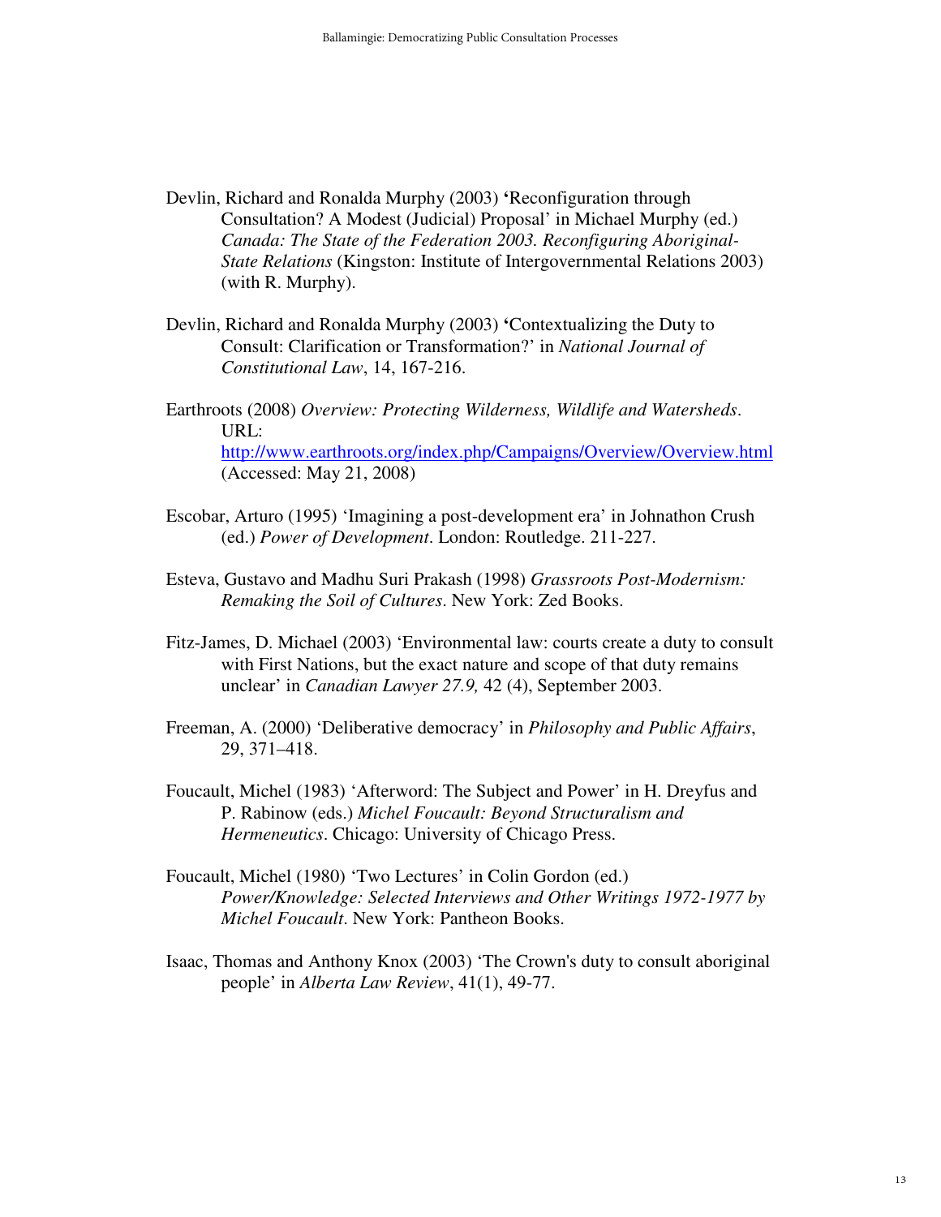Devlin, Richard and Ronalda Murphy (2003) 'Reconfiguration through Consultation? A Modest (Judicial) Proposal' in Michael Murphy (ed.) *Canada: The State of the Federation 2003. Reconfiguring Aboriginal-State Relations* (Kingston: Institute of Intergovernmental Relations 2003) (with R. Murphy).

Devlin, Richard and Ronalda Murphy (2003) 'Contextualizing the Duty to Consult: Clarification or Transformation?' in *National Journal of Constitutional Law*, 14, 167-216.

Earthroots (2008) *Overview: Protecting Wilderness, Wildlife and Watersheds*. URL: http://www.earthroots.org/index.php/Campaigns/Overview/Overview.html (Accessed: May 21, 2008)

Escobar, Arturo (1995) 'Imagining a post-development era' in Johnathon Crush (ed.) *Power of Development*. London: Routledge. 211-227.

Esteva, Gustavo and Madhu Suri Prakash (1998) *Grassroots Post-Modernism: Remaking the Soil of Cultures*. New York: Zed Books.

Fitz-James, D. Michael (2003) 'Environmental law: courts create a duty to consult with First Nations, but the exact nature and scope of that duty remains unclear' in *Canadian Lawyer 27.9,* 42 (4), September 2003.

Freeman, A. (2000) 'Deliberative democracy' in *Philosophy and Public Affairs*, 29, 371–418.

Foucault, Michel (1983) 'Afterword: The Subject and Power' in H. Dreyfus and P. Rabinow (eds.) *Michel Foucault: Beyond Structuralism and Hermeneutics*. Chicago: University of Chicago Press.

Foucault, Michel (1980) 'Two Lectures' in Colin Gordon (ed.) *Power/Knowledge: Selected Interviews and Other Writings 1972-1977 by Michel Foucault*. New York: Pantheon Books.

Isaac, Thomas and Anthony Knox (2003) 'The Crown's duty to consult aboriginal people' in *Alberta Law Review*, 41(1), 49-77.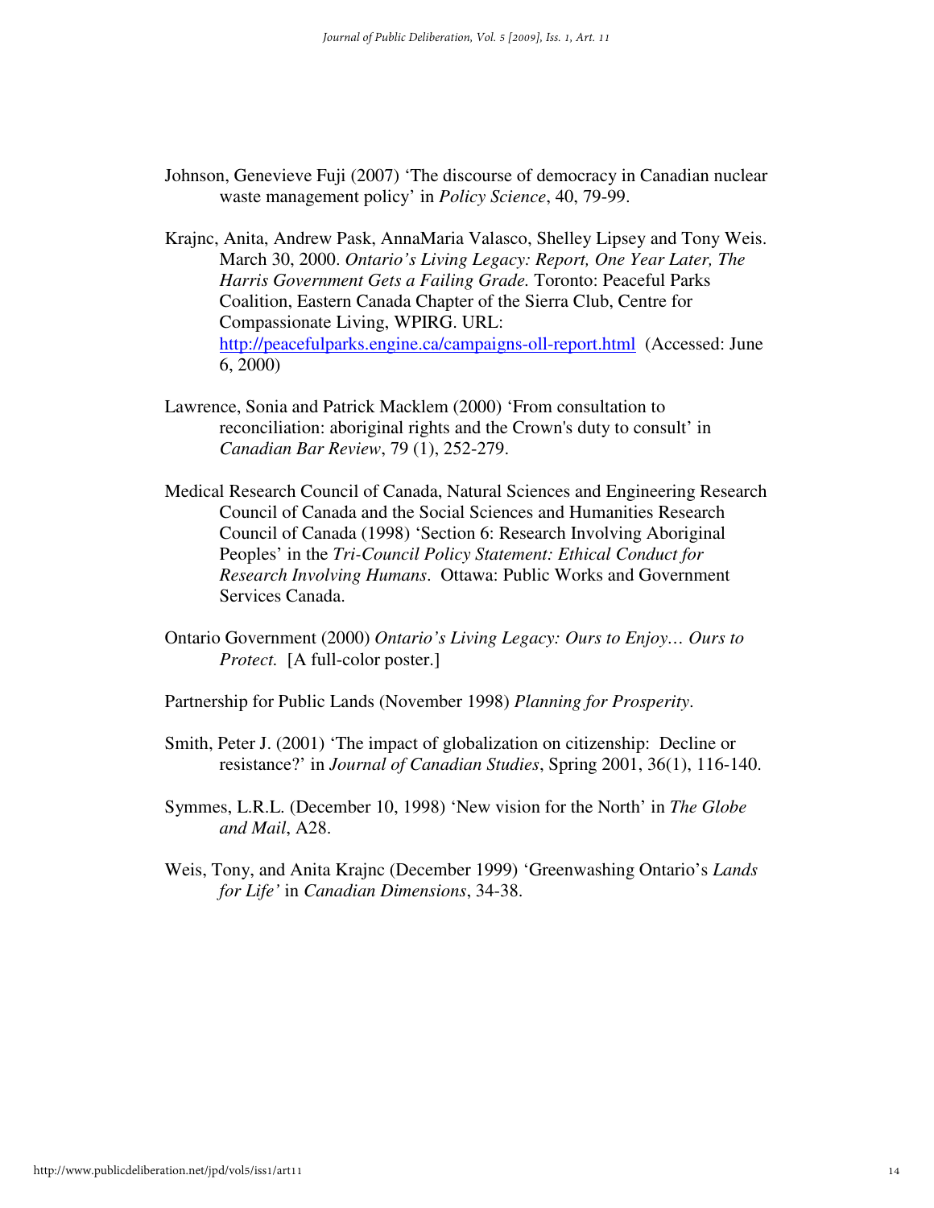Johnson, Genevieve Fuji (2007) 'The discourse of democracy in Canadian nuclear waste management policy' in *Policy Science*, 40, 79-99.

Krajnc, Anita, Andrew Pask, AnnaMaria Valasco, Shelley Lipsey and Tony Weis. March 30, 2000. *Ontario's Living Legacy: Report, One Year Later, The Harris Government Gets a Failing Grade.* Toronto: Peaceful Parks Coalition, Eastern Canada Chapter of the Sierra Club, Centre for Compassionate Living, WPIRG. URL: http://peacefulparks.engine.ca/campaigns-oll-report.html (Accessed: June 6, 2000)

Lawrence, Sonia and Patrick Macklem (2000) 'From consultation to reconciliation: aboriginal rights and the Crown's duty to consult' in *Canadian Bar Review*, 79 (1), 252-279.

Medical Research Council of Canada, Natural Sciences and Engineering Research Council of Canada and the Social Sciences and Humanities Research Council of Canada (1998) 'Section 6: Research Involving Aboriginal Peoples' in the *Tri-Council Policy Statement: Ethical Conduct for Research Involving Humans*. Ottawa: Public Works and Government Services Canada.

Ontario Government (2000) *Ontario's Living Legacy: Ours to Enjoy… Ours to Protect.* [A full-color poster.]

Partnership for Public Lands (November 1998) *Planning for Prosperity*.

Smith, Peter J. (2001) 'The impact of globalization on citizenship: Decline or resistance?' in *Journal of Canadian Studies*, Spring 2001, 36(1), 116-140.

Symmes, L.R.L. (December 10, 1998) 'New vision for the North' in *The Globe and Mail*, A28.

Weis, Tony, and Anita Krajnc (December 1999) 'Greenwashing Ontario's *Lands for Life'* in *Canadian Dimensions*, 34-38.